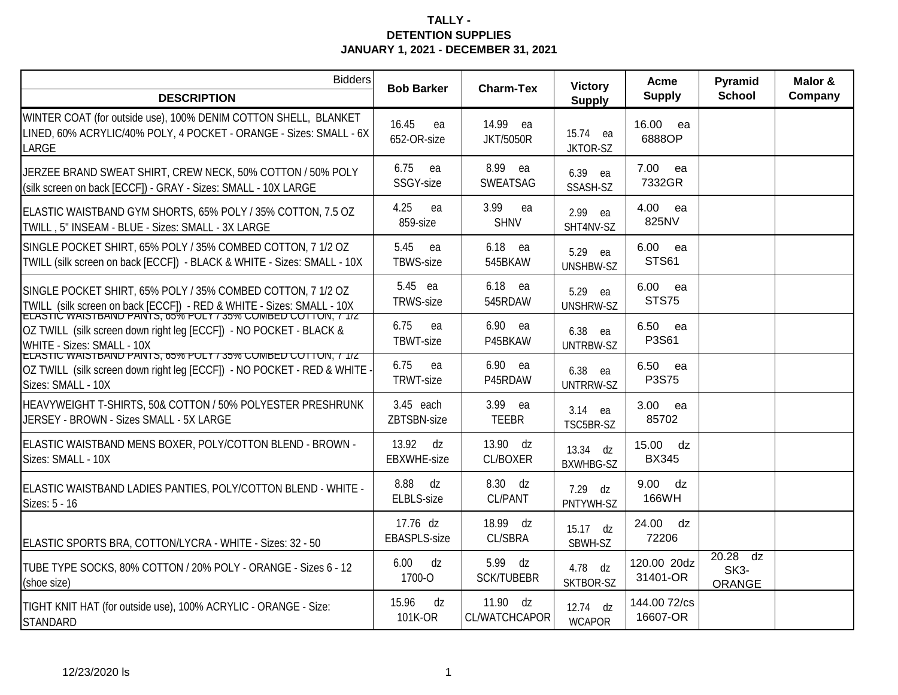**TALLY -**
**DETENTION SUPPLIES**
**JANUARY 1, 2021 - DECEMBER 31, 2021**

| Bidders / DESCRIPTION | Bob Barker | Charm-Tex | Victory Supply | Acme Supply | Pyramid School | Malor & Company |
|---|---|---|---|---|---|---|
| WINTER COAT (for outside use), 100% DENIM COTTON SHELL, BLANKET LINED, 60% ACRYLIC/40% POLY, 4 POCKET - ORANGE - Sizes: SMALL - 6X LARGE | 16.45 ea 652-OR-size | 14.99 ea JKT/5050R | 15.74 ea JKTOR-SZ | 16.00 ea 6888OP | | |
| JERZEE BRAND SWEAT SHIRT, CREW NECK, 50% COTTON / 50% POLY (silk screen on back [ECCF]) - GRAY - Sizes: SMALL - 10X LARGE | 6.75 ea SSGY-size | 8.99 ea SWEATSAG | 6.39 ea SSASH-SZ | 7.00 ea 7332GR | | |
| ELASTIC WAISTBAND GYM SHORTS, 65% POLY / 35% COTTON, 7.5 OZ TWILL , 5" INSEAM - BLUE - Sizes: SMALL - 3X LARGE | 4.25 ea 859-size | 3.99 ea SHNV | 2.99 ea SHT4NV-SZ | 4.00 ea 825NV | | |
| SINGLE POCKET SHIRT, 65% POLY / 35% COMBED COTTON, 7 1/2 OZ TWILL (silk screen on back [ECCF]) - BLACK & WHITE - Sizes: SMALL - 10X | 5.45 ea TBWS-size | 6.18 ea 545BKAW | 5.29 ea UNSHBW-SZ | 6.00 ea STS61 | | |
| SINGLE POCKET SHIRT, 65% POLY / 35% COMBED COTTON, 7 1/2 OZ TWILL (silk screen on back [ECCF]) - RED & WHITE - Sizes: SMALL - 10X | 5.45 ea TRWS-size | 6.18 ea 545RDAW | 5.29 ea UNSHRW-SZ | 6.00 ea STS75 | | |
| ELASTIC WAISTBAND PANTS, 65% POLY / 35% COMBED COTTON, 7 1/2 OZ TWILL (silk screen down right leg [ECCF]) - NO POCKET - BLACK & WHITE - Sizes: SMALL - 10X | 6.75 ea TBWT-size | 6.90 ea P45BKAW | 6.38 ea UNTRBW-SZ | 6.50 ea P3S61 | | |
| ELASTIC WAISTBAND PANTS, 65% POLY / 35% COMBED COTTON, 7 1/2 OZ TWILL (silk screen down right leg [ECCF]) - NO POCKET - RED & WHITE - Sizes: SMALL - 10X | 6.75 ea TRWT-size | 6.90 ea P45RDAW | 6.38 ea UNTRRW-SZ | 6.50 ea P3S75 | | |
| HEAVYWEIGHT T-SHIRTS, 50& COTTON / 50% POLYESTER PRESHRUNK JERSEY - BROWN - Sizes SMALL - 5X LARGE | 3.45 each ZBTSBN-size | 3.99 ea TEEBR | 3.14 ea TSC5BR-SZ | 3.00 ea 85702 | | |
| ELASTIC WAISTBAND MENS BOXER, POLY/COTTON BLEND - BROWN - Sizes: SMALL - 10X | 13.92 dz EBXWHE-size | 13.90 dz CL/BOXER | 13.34 dz BXWHBG-SZ | 15.00 dz BX345 | | |
| ELASTIC WAISTBAND LADIES PANTIES, POLY/COTTON BLEND - WHITE - Sizes: 5 - 16 | 8.88 dz ELBLS-size | 8.30 dz CL/PANT | 7.29 dz PNTYWH-SZ | 9.00 dz 166WH | | |
| ELASTIC SPORTS BRA, COTTON/LYCRA - WHITE - Sizes: 32 - 50 | 17.76 dz EBASPLS-size | 18.99 dz CL/SBRA | 15.17 dz SBWH-SZ | 24.00 dz 72206 | | |
| TUBE TYPE SOCKS, 80% COTTON / 20% POLY - ORANGE - Sizes 6 - 12 (shoe size) | 6.00 dz 1700-O | 5.99 dz SCK/TUBEBR | 4.78 dz SKTBOR-SZ | 120.00 20dz 31401-OR | 20.28 dz SK3-ORANGE | |
| TIGHT KNIT HAT (for outside use), 100% ACRYLIC - ORANGE - Size: STANDARD | 15.96 dz 101K-OR | 11.90 dz CL/WATCHCAPOR | 12.74 dz WCAPOR | 144.00 72/cs 16607-OR | | |

12/23/2020 ls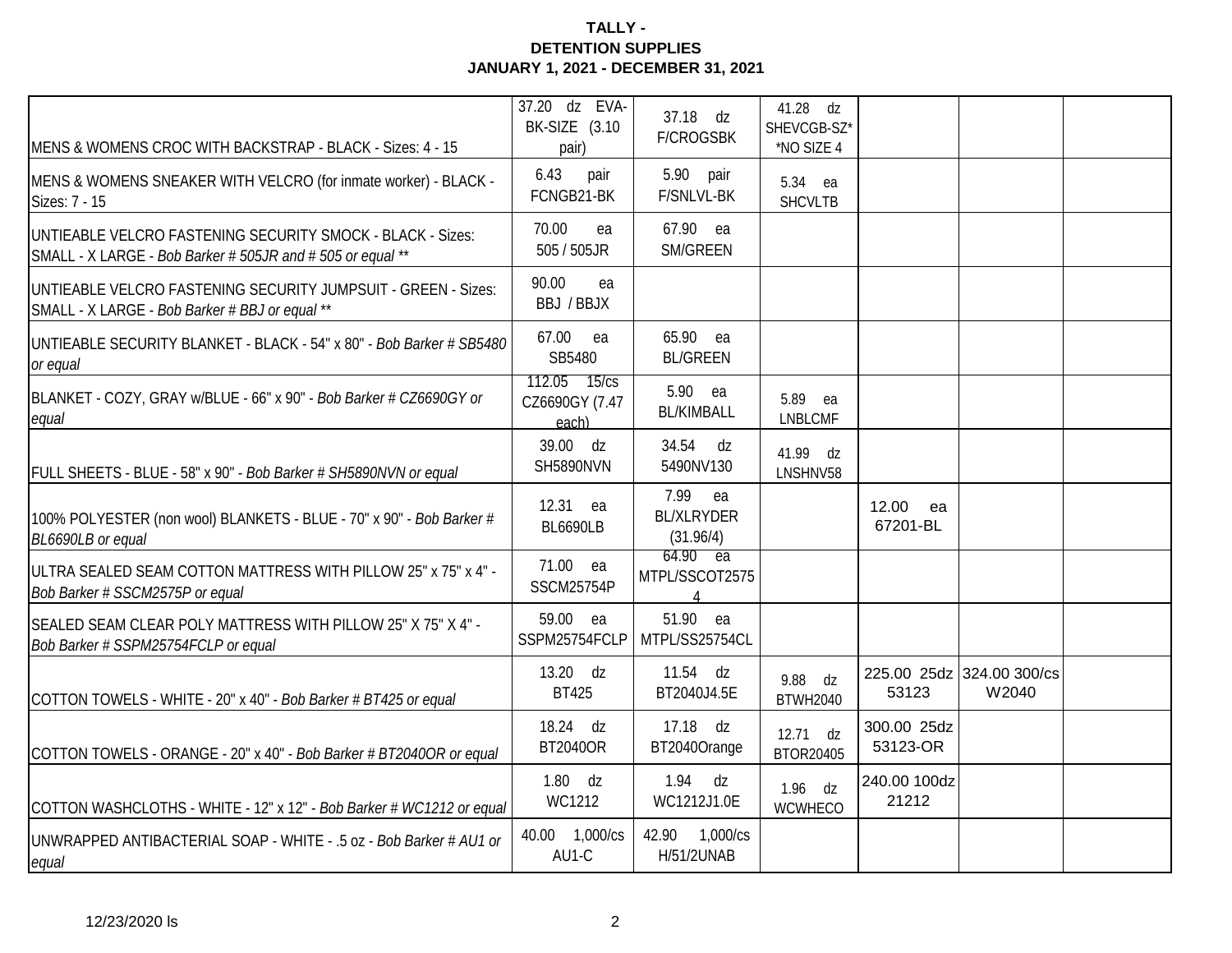**TALLY -**
**DETENTION SUPPLIES**
**JANUARY 1, 2021 - DECEMBER 31, 2021**

| | | | | | | |
|---|---|---|---|---|---|---|
| MENS & WOMENS CROC WITH BACKSTRAP - BLACK - Sizes: 4 - 15 | 37.20 dz EVA-BK-SIZE (3.10 pair) | 37.18 dz F/CROGSBK | 41.28 dz SHEVCGB-SZ* *NO SIZE 4 | | | |
| MENS & WOMENS SNEAKER WITH VELCRO (for inmate worker) - BLACK - Sizes: 7 - 15 | 6.43 pair FCNGB21-BK | 5.90 pair F/SNLVL-BK | 5.34 ea SHCVLTB | | | |
| UNTIEABLE VELCRO FASTENING SECURITY SMOCK - BLACK - Sizes: SMALL - X LARGE - *Bob Barker # 505JR and # 505 or equal ** * | 70.00 ea 505 / 505JR | 67.90 ea SM/GREEN | | | | |
| UNTIEABLE VELCRO FASTENING SECURITY JUMPSUIT - GREEN - Sizes: SMALL - X LARGE - *Bob Barker # BBJ or equal ** * | 90.00 ea BBJ / BBJX | | | | | |
| UNTIEABLE SECURITY BLANKET - BLACK - 54" x 80" - *Bob Barker # SB5480 or equal* | 67.00 ea SB5480 | 65.90 ea BL/GREEN | | | | |
| BLANKET - COZY, GRAY w/BLUE - 66" x 90" - *Bob Barker # CZ6690GY or equal* | 112.05 15/cs CZ6690GY (7.47 each) | 5.90 ea BL/KIMBALL | 5.89 ea LNBLCMF | | | |
| FULL SHEETS - BLUE - 58" x 90" - *Bob Barker # SH5890NVN or equal* | 39.00 dz SH5890NVN | 34.54 dz 5490NV130 | 41.99 dz LNSHNV58 | | | |
| 100% POLYESTER (non wool) BLANKETS - BLUE - 70" x 90" - *Bob Barker # BL6690LB or equal* | 12.31 ea BL6690LB | 7.99 ea BL/XLRYDER (31.96/4) | | 12.00 ea 67201-BL | | |
| ULTRA SEALED SEAM COTTON MATTRESS WITH PILLOW 25" x 75" x 4" - *Bob Barker # SSCM2575P or equal* | 71.00 ea SSCM25754P | 64.90 ea MTPL/SSCOT25754 | | | | |
| SEALED SEAM CLEAR POLY MATTRESS WITH PILLOW 25" X 75" X 4" - *Bob Barker # SSPM25754FCLP or equal* | 59.00 ea SSPM25754FCLP | 51.90 ea MTPL/SS25754CL | | | | |
| COTTON TOWELS - WHITE - 20" x 40" - *Bob Barker # BT425 or equal* | 13.20 dz BT425 | 11.54 dz BT2040J4.5E | 9.88 dz BTWH2040 | 225.00 25dz 53123 | 324.00 300/cs W2040 | |
| COTTON TOWELS - ORANGE - 20" x 40" - *Bob Barker # BT2040OR or equal* | 18.24 dz BT2040OR | 17.18 dz BT2040Orange | 12.71 dz BTOR20405 | 300.00 25dz 53123-OR | | |
| COTTON WASHCLOTHS - WHITE - 12" x 12" - *Bob Barker # WC1212 or equal* | 1.80 dz WC1212 | 1.94 dz WC1212J1.0E | 1.96 dz WCWHECO | 240.00 100dz 21212 | | |
| UNWRAPPED ANTIBACTERIAL SOAP - WHITE - .5 oz - *Bob Barker # AU1 or equal* | 40.00 1,000/cs AU1-C | 42.90 1,000/cs H/51/2UNAB | | | | |

12/23/2020 ls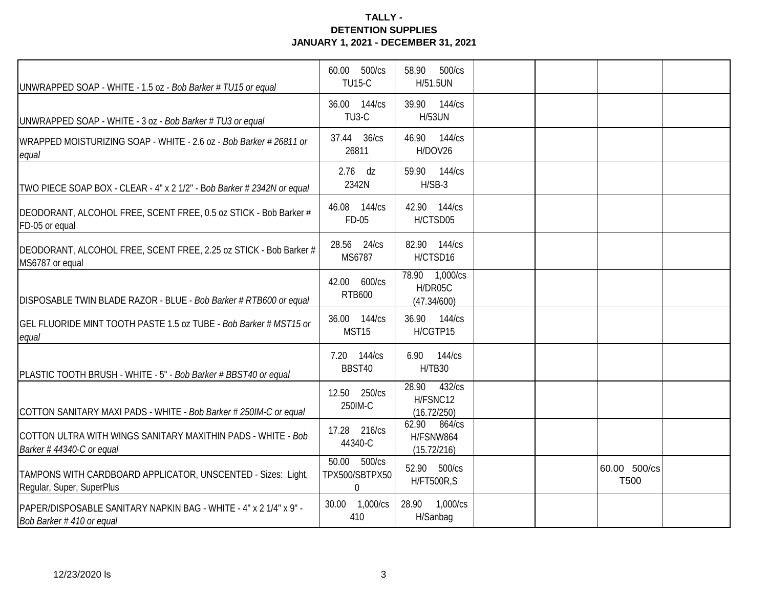**TALLY -**
**DETENTION SUPPLIES**
**JANUARY 1, 2021 - DECEMBER 31, 2021**

| | | | | | | |
|---|---|---|---|---|---|---|
| UNWRAPPED SOAP - WHITE - 1.5 oz - *Bob Barker # TU15 or equal* | 60.00 500/cs TU15-C | 58.90 500/cs H/51.5UN | | | | |
| UNWRAPPED SOAP - WHITE - 3 oz - *Bob Barker # TU3 or equal* | 36.00 144/cs TU3-C | 39.90 144/cs H/53UN | | | | |
| WRAPPED MOISTURIZING SOAP - WHITE - 2.6 oz - *Bob Barker # 26811 or equal* | 37.44 36/cs 26811 | 46.90 144/cs H/DOV26 | | | | |
| TWO PIECE SOAP BOX - CLEAR - 4" x 2 1/2" - Bob Barker # 2342N or equal | 2.76 dz 2342N | 59.90 144/cs H/SB-3 | | | | |
| DEODORANT, ALCOHOL FREE, SCENT FREE, 0.5 oz STICK - Bob Barker # FD-05 or equal | 46.08 144/cs FD-05 | 42.90 144/cs H/CTSD05 | | | | |
| DEODORANT, ALCOHOL FREE, SCENT FREE, 2.25 oz STICK - Bob Barker # MS6787 or equal | 28.56 24/cs MS6787 | 82.90 144/cs H/CTSD16 | | | | |
| DISPOSABLE TWIN BLADE RAZOR - BLUE - *Bob Barker # RTB600 or equal* | 42.00 600/cs RTB600 | 78.90 1,000/cs H/DR05C (47.34/600) | | | | |
| GEL FLUORIDE MINT TOOTH PASTE 1.5 oz TUBE - *Bob Barker # MST15 or equal* | 36.00 144/cs MST15 | 36.90 144/cs H/CGTP15 | | | | |
| PLASTIC TOOTH BRUSH - WHITE - 5" - *Bob Barker # BBST40 or equal* | 7.20 144/cs BBST40 | 6.90 144/cs H/TB30 | | | | |
| COTTON SANITARY MAXI PADS - WHITE - *Bob Barker # 250IM-C or equal* | 12.50 250/cs 250IM-C | 28.90 432/cs H/FSNC12 (16.72/250) | | | | |
| COTTON ULTRA WITH WINGS SANITARY MAXITHIN PADS - WHITE - *Bob Barker # 44340-C or equal* | 17.28 216/cs 44340-C | 62.90 864/cs H/FSNW864 (15.72/216) | | | | |
| TAMPONS WITH CARDBOARD APPLICATOR, UNSCENTED - Sizes: Light, Regular, Super, SuperPlus | 50.00 500/cs TPX500/SBTPX500 | 52.90 500/cs H/FT500R,S | | | 60.00 500/cs T500 | |
| PAPER/DISPOSABLE SANITARY NAPKIN BAG - WHITE - 4" x 2 1/4" x 9" - *Bob Barker # 410 or equal* | 30.00 1,000/cs 410 | 28.90 1,000/cs H/Sanbag | | | | |

12/23/2020 ls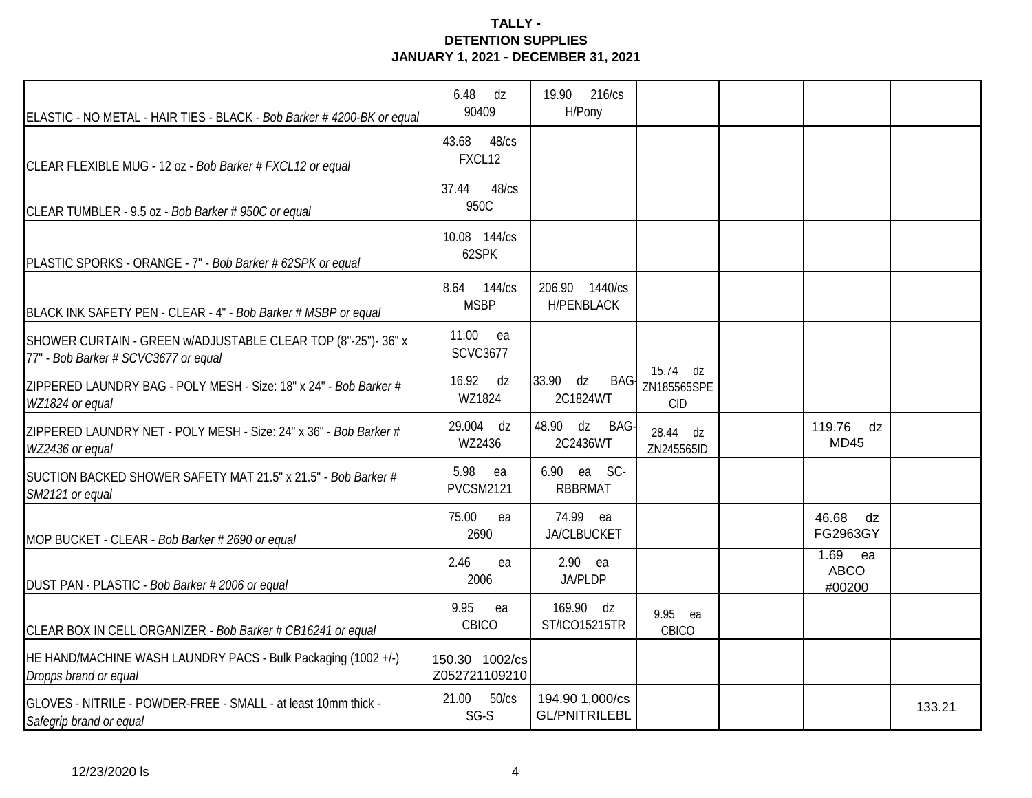**TALLY -**
**DETENTION SUPPLIES**
**JANUARY 1, 2021 - DECEMBER 31, 2021**

| | | | | | | |
|---|---|---|---|---|---|---|
| ELASTIC - NO METAL - HAIR TIES - BLACK - *Bob Barker # 4200-BK or equal* | 6.48 dz 90409 | 19.90 216/cs H/Pony | | | | |
| CLEAR FLEXIBLE MUG - 12 oz - *Bob Barker # FXCL12 or equal* | 43.68 48/cs FXCL12 | | | | | |
| CLEAR TUMBLER - 9.5 oz - *Bob Barker # 950C or equal* | 37.44 48/cs 950C | | | | | |
| PLASTIC SPORKS - ORANGE - 7" - *Bob Barker # 62SPK or equal* | 10.08 144/cs 62SPK | | | | | |
| BLACK INK SAFETY PEN - CLEAR - 4" - *Bob Barker # MSBP or equal* | 8.64 144/cs MSBP | 206.90 1440/cs H/PENBLACK | | | | |
| SHOWER CURTAIN - GREEN w/ADJUSTABLE CLEAR TOP (8"-25")- 36" x 77" - *Bob Barker # SCVC3677 or equal* | 11.00 ea SCVC3677 | | | | | |
| ZIPPERED LAUNDRY BAG - POLY MESH - Size: 18" x 24" - *Bob Barker # WZ1824 or equal* | 16.92 dz WZ1824 | 33.90 dz BAG-2C1824WT | 15.74 dz ZN185565SPECID | | | |
| ZIPPERED LAUNDRY NET - POLY MESH - Size: 24" x 36" - *Bob Barker # WZ2436 or equal* | 29.004 dz WZ2436 | 48.90 dz BAG-2C2436WT | 28.44 dz ZN245565ID | | 119.76 dz MD45 | |
| SUCTION BACKED SHOWER SAFETY MAT 21.5" x 21.5" - *Bob Barker # SM2121 or equal* | 5.98 ea PVCSM2121 | 6.90 ea SC-RBBRMAT | | | | |
| MOP BUCKET - CLEAR - *Bob Barker # 2690 or equal* | 75.00 ea 2690 | 74.99 ea JA/CLBUCKET | | | 46.68 dz FG2963GY | |
| DUST PAN - PLASTIC - *Bob Barker # 2006 or equal* | 2.46 ea 2006 | 2.90 ea JA/PLDP | | | 1.69 ea ABCO #00200 | |
| CLEAR BOX IN CELL ORGANIZER - *Bob Barker # CB16241 or equal* | 9.95 ea CBICO | 169.90 dz ST/ICO15215TR | 9.95 ea CBICO | | | |
| HE HAND/MACHINE WASH LAUNDRY PACS - Bulk Packaging (1002 +/-) *Dropps brand or equal* | 150.30 1002/cs Z052721109210 | | | | | |
| GLOVES - NITRILE - POWDER-FREE - SMALL - at least 10mm thick - *Safegrip brand or equal* | 21.00 50/cs SG-S | 194.90 1,000/cs GL/PNITRILEBL | | | | 133.21 |

12/23/2020 ls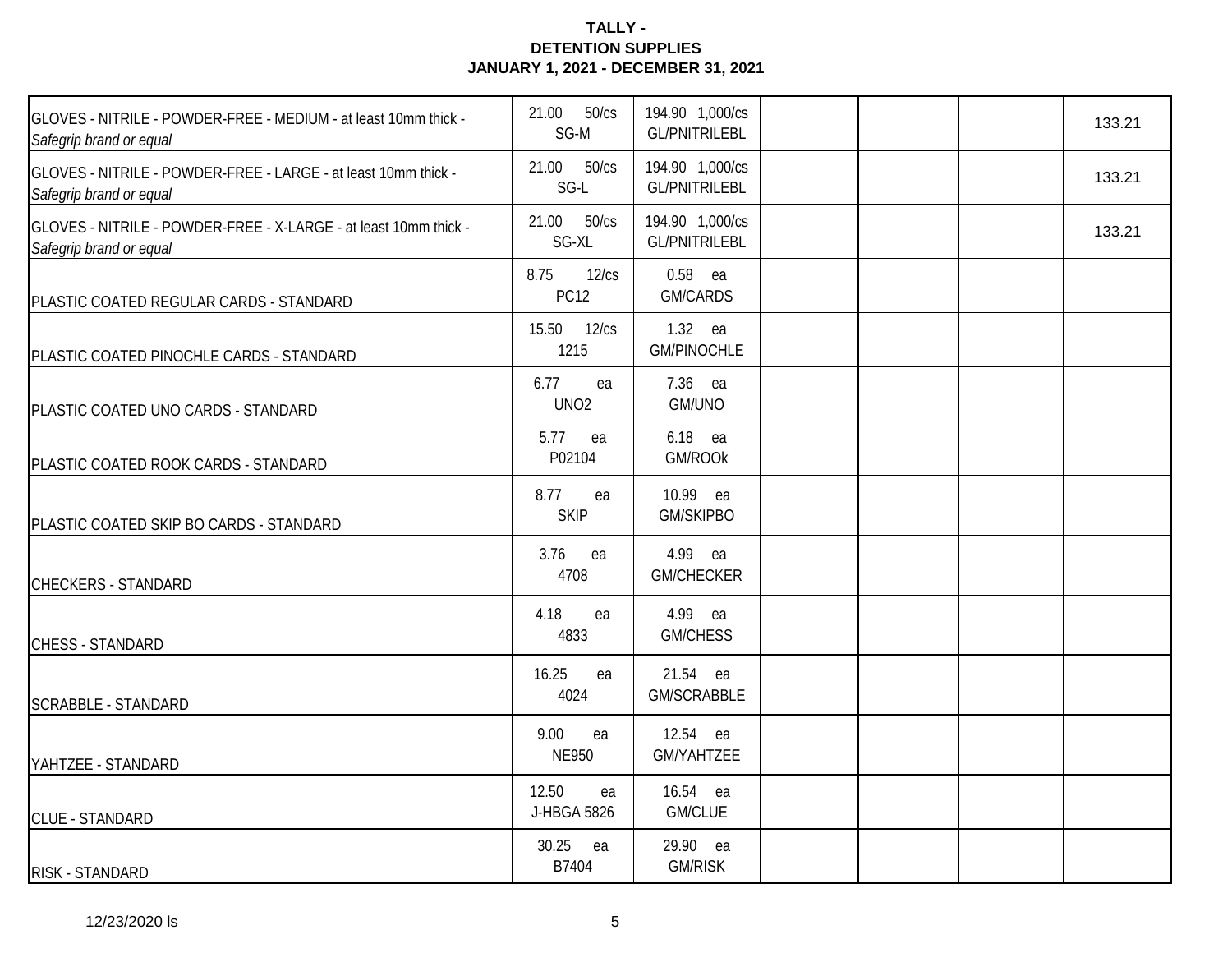**TALLY -**
**DETENTION SUPPLIES**
**JANUARY 1, 2021 - DECEMBER 31, 2021**

| | | | | | | |
|---|---|---|---|---|---|---|
| GLOVES - NITRILE - POWDER-FREE - MEDIUM - at least 10mm thick - *Safegrip brand or equal* | 21.00 50/cs SG-M | 194.90 1,000/cs GL/PNITRILEBL | | | | 133.21 |
| GLOVES - NITRILE - POWDER-FREE - LARGE - at least 10mm thick - *Safegrip brand or equal* | 21.00 50/cs SG-L | 194.90 1,000/cs GL/PNITRILEBL | | | | 133.21 |
| GLOVES - NITRILE - POWDER-FREE - X-LARGE - at least 10mm thick - *Safegrip brand or equal* | 21.00 50/cs SG-XL | 194.90 1,000/cs GL/PNITRILEBL | | | | 133.21 |
| PLASTIC COATED REGULAR CARDS - STANDARD | 8.75 12/cs PC12 | 0.58 ea GM/CARDS | | | | |
| PLASTIC COATED PINOCHLE CARDS - STANDARD | 15.50 12/cs 1215 | 1.32 ea GM/PINOCHLE | | | | |
| PLASTIC COATED UNO CARDS - STANDARD | 6.77 ea UNO2 | 7.36 ea GM/UNO | | | | |
| PLASTIC COATED ROOK CARDS - STANDARD | 5.77 ea P02104 | 6.18 ea GM/ROOk | | | | |
| PLASTIC COATED SKIP BO CARDS - STANDARD | 8.77 ea SKIP | 10.99 ea GM/SKIPBO | | | | |
| CHECKERS - STANDARD | 3.76 ea 4708 | 4.99 ea GM/CHECKER | | | | |
| CHESS - STANDARD | 4.18 ea 4833 | 4.99 ea GM/CHESS | | | | |
| SCRABBLE - STANDARD | 16.25 ea 4024 | 21.54 ea GM/SCRABBLE | | | | |
| YAHTZEE - STANDARD | 9.00 ea NE950 | 12.54 ea GM/YAHTZEE | | | | |
| CLUE - STANDARD | 12.50 ea J-HBGA 5826 | 16.54 ea GM/CLUE | | | | |
| RISK - STANDARD | 30.25 ea B7404 | 29.90 ea GM/RISK | | | | |

12/23/2020 ls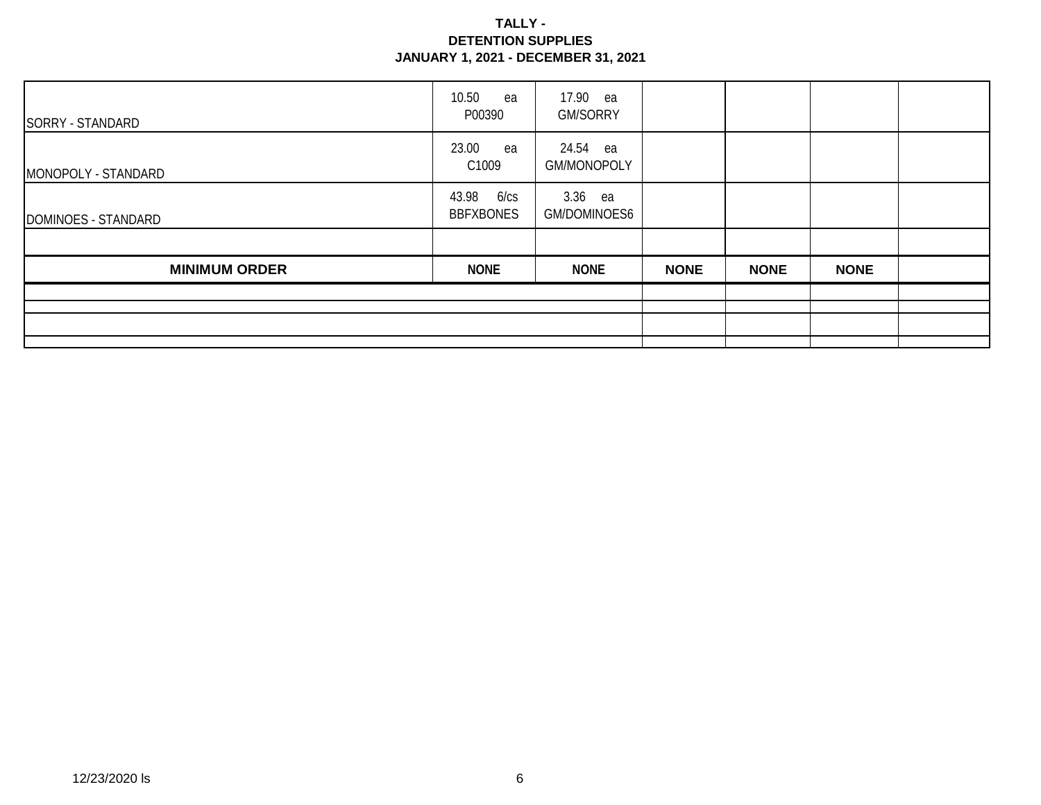**TALLY -**
**DETENTION SUPPLIES**
**JANUARY 1, 2021 - DECEMBER 31, 2021**

| | | | | | | |
|---|---|---|---|---|---|---|
| SORRY - STANDARD | 10.50 ea<br>P00390 | 17.90 ea<br>GM/SORRY | | | | |
| MONOPOLY - STANDARD | 23.00 ea<br>C1009 | 24.54 ea<br>GM/MONOPOLY | | | | |
| DOMINOES - STANDARD | 43.98 6/cs<br>BBFXBONES | 3.36 ea<br>GM/DOMINOES6 | | | | |
| | | | | | | |
| **MINIMUM ORDER** | **NONE** | **NONE** | **NONE** | **NONE** | **NONE** | |
| | | | | | | |
| | | | | | | |
| | | | | | | |
| | | | | | | |

12/23/2020 ls